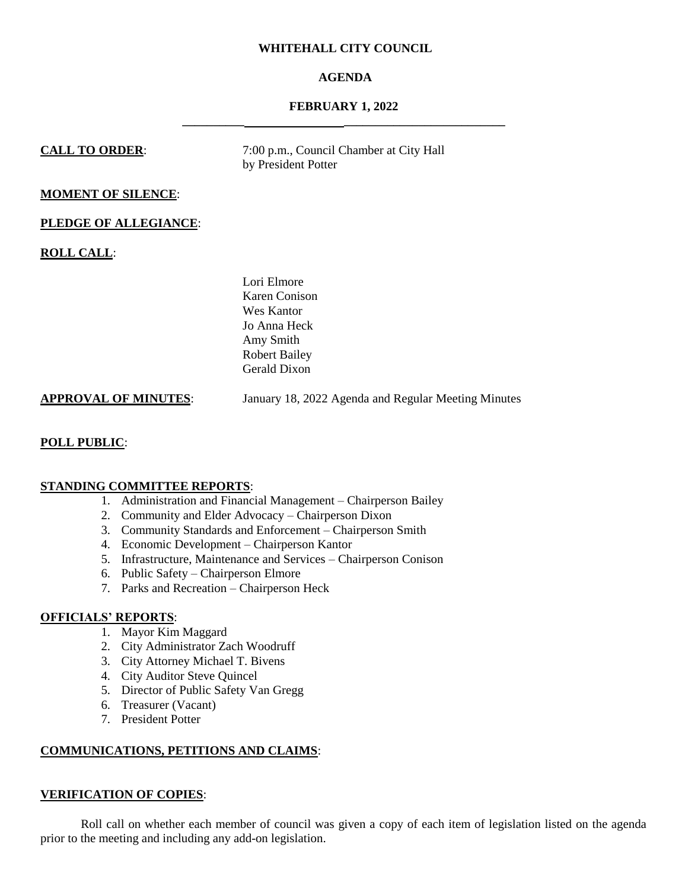**WHITEHALL CITY COUNCIL**

**AGENDA**

**FEBRUARY 1, 2022**

---

**CALL TO ORDER**: 7:00 p.m., Council Chamber at City Hall by President Potter

**MOMENT OF SILENCE**:

**PLEDGE OF ALLEGIANCE**:

**ROLL CALL**:

Lori Elmore
Karen Conison
Wes Kantor
Jo Anna Heck
Amy Smith
Robert Bailey
Gerald Dixon

**APPROVAL OF MINUTES**: January 18, 2022 Agenda and Regular Meeting Minutes

**POLL PUBLIC**:

**STANDING COMMITTEE REPORTS**:

1. Administration and Financial Management – Chairperson Bailey
2. Community and Elder Advocacy – Chairperson Dixon
3. Community Standards and Enforcement – Chairperson Smith
4. Economic Development – Chairperson Kantor
5. Infrastructure, Maintenance and Services – Chairperson Conison
6. Public Safety – Chairperson Elmore
7. Parks and Recreation – Chairperson Heck

**OFFICIALS' REPORTS**:

1. Mayor Kim Maggard
2. City Administrator Zach Woodruff
3. City Attorney Michael T. Bivens
4. City Auditor Steve Quincel
5. Director of Public Safety Van Gregg
6. Treasurer (Vacant)
7. President Potter

**COMMUNICATIONS, PETITIONS AND CLAIMS**:

**VERIFICATION OF COPIES**:

Roll call on whether each member of council was given a copy of each item of legislation listed on the agenda prior to the meeting and including any add-on legislation.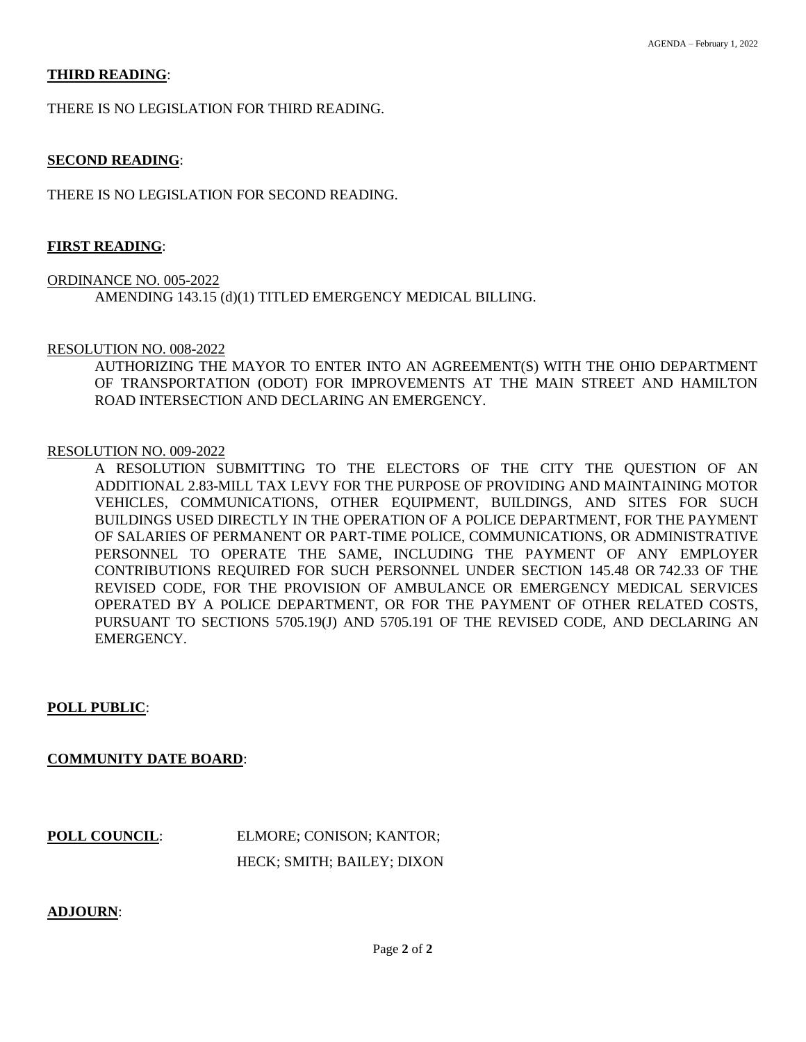**THIRD READING**:

THERE IS NO LEGISLATION FOR THIRD READING.

**SECOND READING**:

THERE IS NO LEGISLATION FOR SECOND READING.

**FIRST READING**:

ORDINANCE NO. 005-2022

AMENDING 143.15 (d)(1) TITLED EMERGENCY MEDICAL BILLING.

RESOLUTION NO. 008-2022

AUTHORIZING THE MAYOR TO ENTER INTO AN AGREEMENT(S) WITH THE OHIO DEPARTMENT OF TRANSPORTATION (ODOT) FOR IMPROVEMENTS AT THE MAIN STREET AND HAMILTON ROAD INTERSECTION AND DECLARING AN EMERGENCY.

RESOLUTION NO. 009-2022

A RESOLUTION SUBMITTING TO THE ELECTORS OF THE CITY THE QUESTION OF AN ADDITIONAL 2.83-MILL TAX LEVY FOR THE PURPOSE OF PROVIDING AND MAINTAINING MOTOR VEHICLES, COMMUNICATIONS, OTHER EQUIPMENT, BUILDINGS, AND SITES FOR SUCH BUILDINGS USED DIRECTLY IN THE OPERATION OF A POLICE DEPARTMENT, FOR THE PAYMENT OF SALARIES OF PERMANENT OR PART-TIME POLICE, COMMUNICATIONS, OR ADMINISTRATIVE PERSONNEL TO OPERATE THE SAME, INCLUDING THE PAYMENT OF ANY EMPLOYER CONTRIBUTIONS REQUIRED FOR SUCH PERSONNEL UNDER SECTION 145.48 OR 742.33 OF THE REVISED CODE, FOR THE PROVISION OF AMBULANCE OR EMERGENCY MEDICAL SERVICES OPERATED BY A POLICE DEPARTMENT, OR FOR THE PAYMENT OF OTHER RELATED COSTS, PURSUANT TO SECTIONS 5705.19(J) AND 5705.191 OF THE REVISED CODE, AND DECLARING AN EMERGENCY.

**POLL PUBLIC**:

**COMMUNITY DATE BOARD**:

**POLL COUNCIL**: ELMORE; CONISON; KANTOR; HECK; SMITH; BAILEY; DIXON

**ADJOURN**: